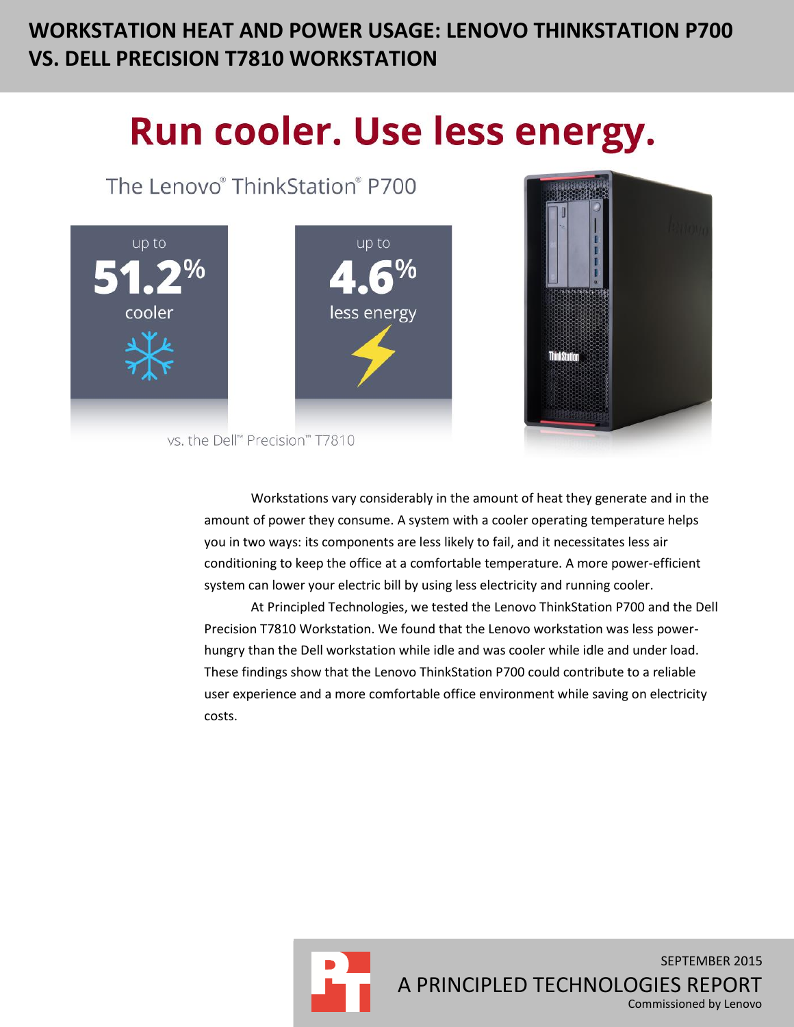# WORKSTATION HEAT AND POWER USAGE: LENOVO THINKSTATION P700 VS. DELL PRECISION T7810 WORKSTATION

## Run cooler. Use less energy.

The Lenovo® ThinkStation® P700

up to **51.2%** cooler

up to **4.6%** less energy

vs. the Dell™ Precision™ T7810

Workstations vary considerably in the amount of heat they generate and in the amount of power they consume. A system with a cooler operating temperature helps you in two ways: its components are less likely to fail, and it necessitates less air conditioning to keep the office at a comfortable temperature. A more power-efficient system can lower your electric bill by using less electricity and running cooler.

At Principled Technologies, we tested the Lenovo ThinkStation P700 and the Dell Precision T7810 Workstation. We found that the Lenovo workstation was less power-hungry than the Dell workstation while idle and was cooler while idle and under load. These findings show that the Lenovo ThinkStation P700 could contribute to a reliable user experience and a more comfortable office environment while saving on electricity costs.

SEPTEMBER 2015

A PRINCIPLED TECHNOLOGIES REPORT

Commissioned by Lenovo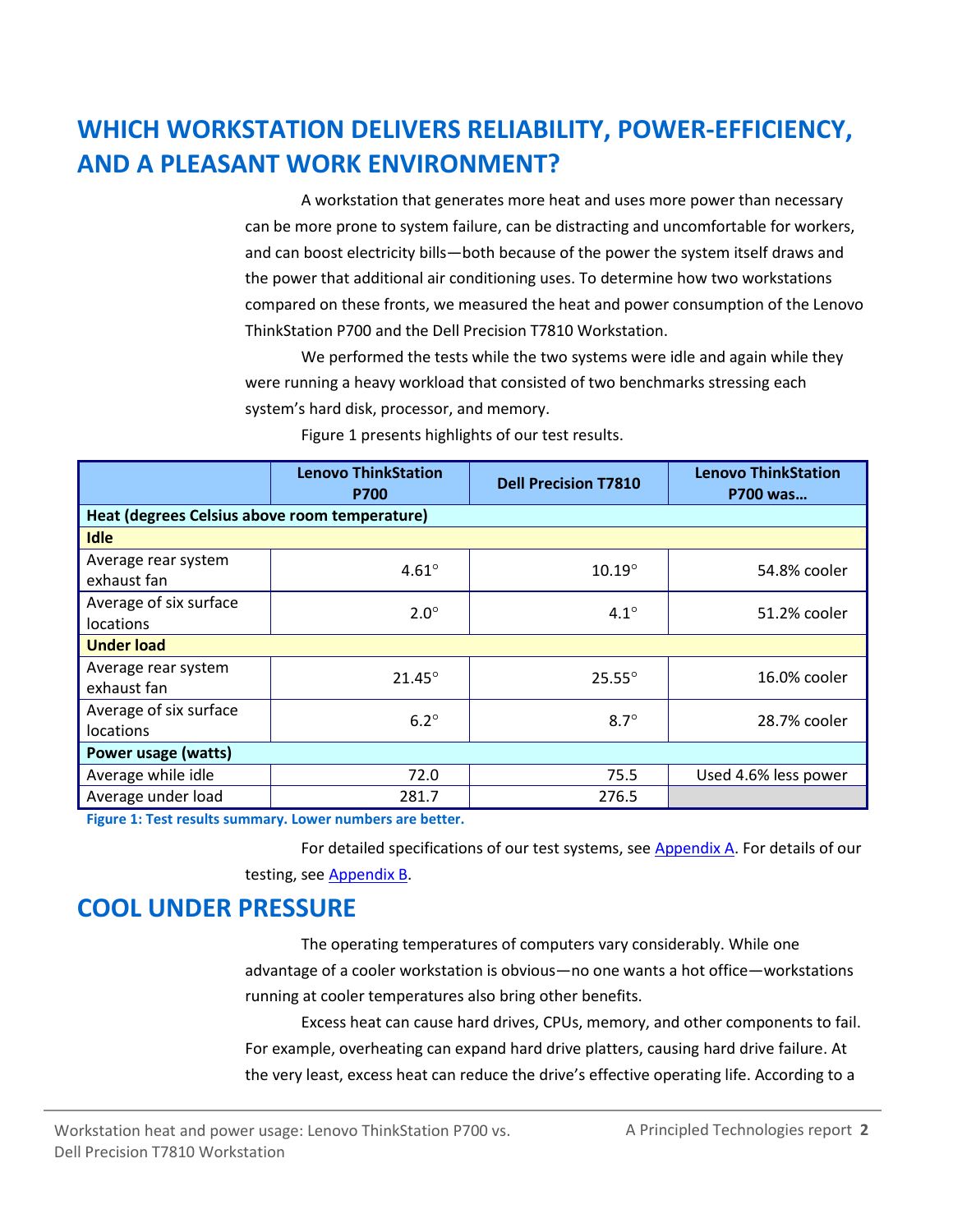## WHICH WORKSTATION DELIVERS RELIABILITY, POWER-EFFICIENCY, AND A PLEASANT WORK ENVIRONMENT?

A workstation that generates more heat and uses more power than necessary can be more prone to system failure, can be distracting and uncomfortable for workers, and can boost electricity bills—both because of the power the system itself draws and the power that additional air conditioning uses. To determine how two workstations compared on these fronts, we measured the heat and power consumption of the Lenovo ThinkStation P700 and the Dell Precision T7810 Workstation.

We performed the tests while the two systems were idle and again while they were running a heavy workload that consisted of two benchmarks stressing each system's hard disk, processor, and memory.

Figure 1 presents highlights of our test results.

| | Lenovo ThinkStation P700 | Dell Precision T7810 | Lenovo ThinkStation P700 was… |
|---|---|---|---|
| **Heat (degrees Celsius above room temperature)** | | | |
| **Idle** | | | |
| Average rear system exhaust fan | 4.61° | 10.19° | 54.8% cooler |
| Average of six surface locations | 2.0° | 4.1° | 51.2% cooler |
| **Under load** | | | |
| Average rear system exhaust fan | 21.45° | 25.55° | 16.0% cooler |
| Average of six surface locations | 6.2° | 8.7° | 28.7% cooler |
| **Power usage (watts)** | | | |
| Average while idle | 72.0 | 75.5 | Used 4.6% less power |
| Average under load | 281.7 | 276.5 | |

**Figure 1: Test results summary. Lower numbers are better.**

For detailed specifications of our test systems, see Appendix A. For details of our testing, see Appendix B.

## COOL UNDER PRESSURE

The operating temperatures of computers vary considerably. While one advantage of a cooler workstation is obvious—no one wants a hot office—workstations running at cooler temperatures also bring other benefits.

Excess heat can cause hard drives, CPUs, memory, and other components to fail. For example, overheating can expand hard drive platters, causing hard drive failure. At the very least, excess heat can reduce the drive's effective operating life. According to a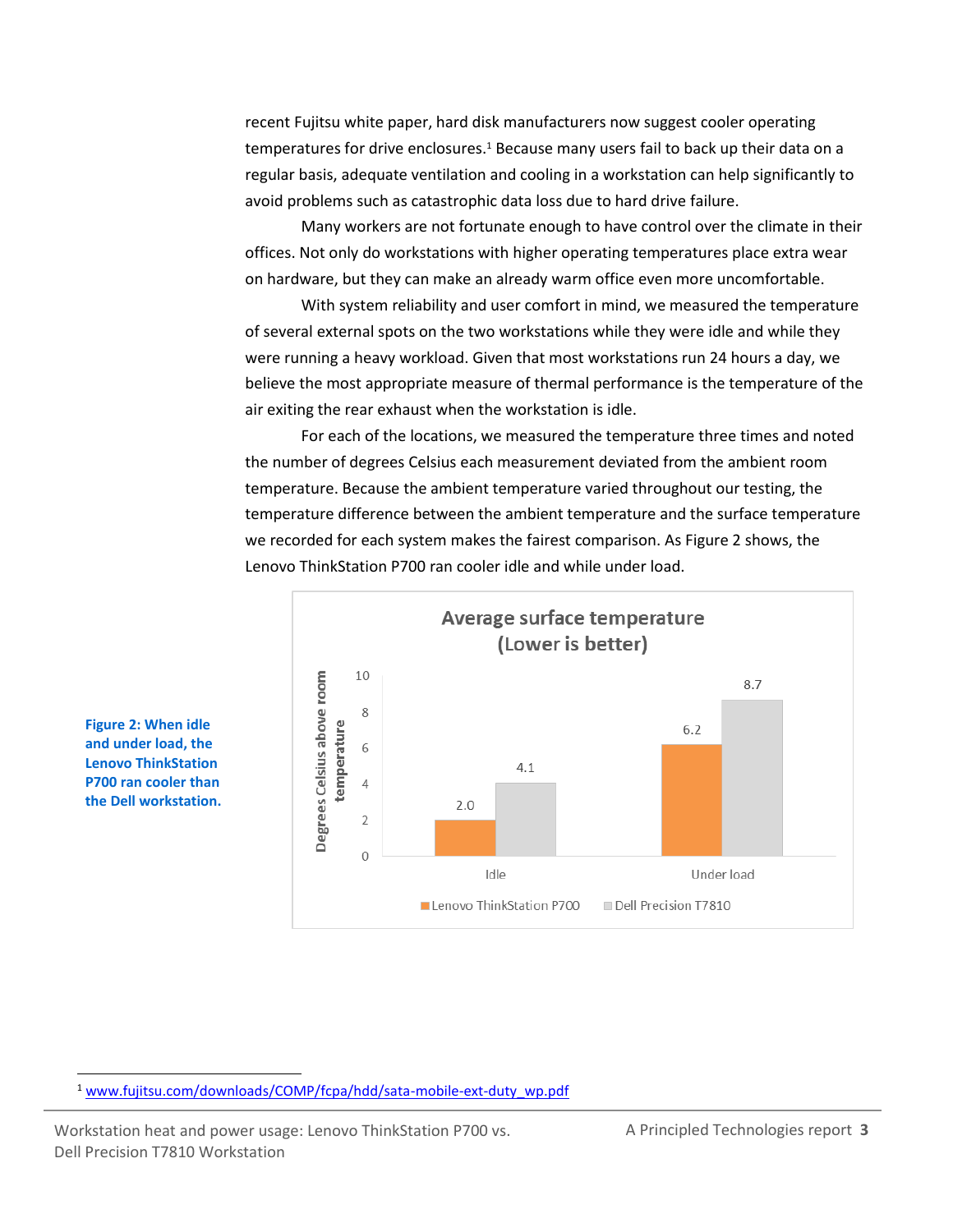recent Fujitsu white paper, hard disk manufacturers now suggest cooler operating temperatures for drive enclosures.[1] Because many users fail to back up their data on a regular basis, adequate ventilation and cooling in a workstation can help significantly to avoid problems such as catastrophic data loss due to hard drive failure.

Many workers are not fortunate enough to have control over the climate in their offices. Not only do workstations with higher operating temperatures place extra wear on hardware, but they can make an already warm office even more uncomfortable.

With system reliability and user comfort in mind, we measured the temperature of several external spots on the two workstations while they were idle and while they were running a heavy workload. Given that most workstations run 24 hours a day, we believe the most appropriate measure of thermal performance is the temperature of the air exiting the rear exhaust when the workstation is idle.

For each of the locations, we measured the temperature three times and noted the number of degrees Celsius each measurement deviated from the ambient room temperature. Because the ambient temperature varied throughout our testing, the temperature difference between the ambient temperature and the surface temperature we recorded for each system makes the fairest comparison. As Figure 2 shows, the Lenovo ThinkStation P700 ran cooler idle and while under load.

**Average surface temperature (Lower is better)**

Degrees Celsius above room temperature

| | Lenovo ThinkStation P700 | Dell Precision T7810 |
|---|---|---|
| Idle | 2.0 | 4.1 |
| Under load | 6.2 | 8.7 |

**Figure 2: When idle and under load, the Lenovo ThinkStation P700 ran cooler than the Dell workstation.**

---

[1] www.fujitsu.com/downloads/COMP/fcpa/hdd/sata-mobile-ext-duty_wp.pdf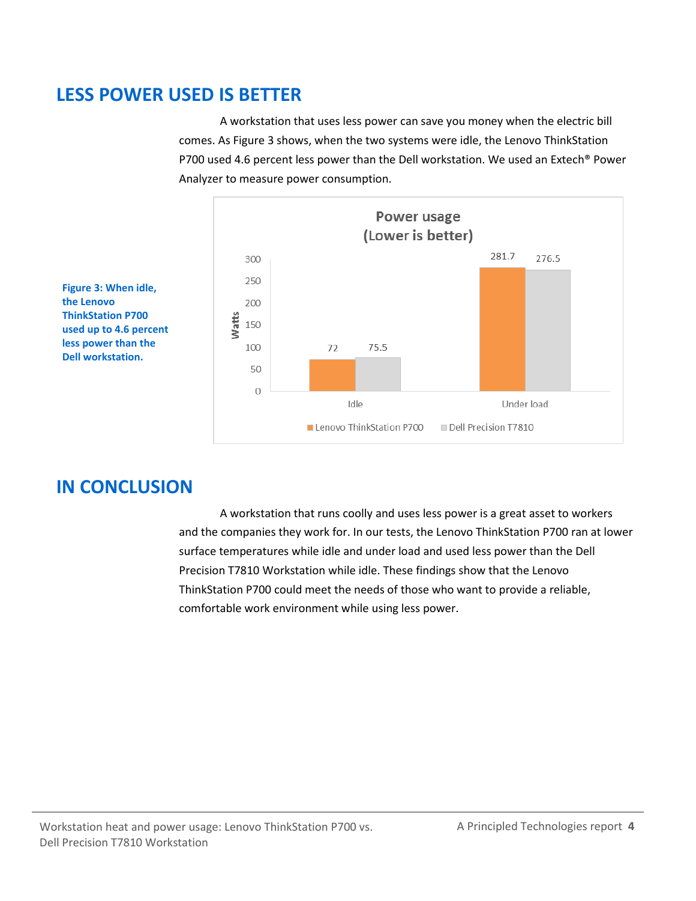## LESS POWER USED IS BETTER

A workstation that uses less power can save you money when the electric bill comes. As Figure 3 shows, when the two systems were idle, the Lenovo ThinkStation P700 used 4.6 percent less power than the Dell workstation. We used an Extech® Power Analyzer to measure power consumption.

**Power usage (Lower is better)**

| Watts | Lenovo ThinkStation P700 | Dell Precision T7810 |
| --- | --- | --- |
| Idle | 72 | 75.5 |
| Under load | 281.7 | 276.5 |

**Figure 3: When idle, the Lenovo ThinkStation P700 used up to 4.6 percent less power than the Dell workstation.**

## IN CONCLUSION

A workstation that runs coolly and uses less power is a great asset to workers and the companies they work for. In our tests, the Lenovo ThinkStation P700 ran at lower surface temperatures while idle and under load and used less power than the Dell Precision T7810 Workstation while idle. These findings show that the Lenovo ThinkStation P700 could meet the needs of those who want to provide a reliable, comfortable work environment while using less power.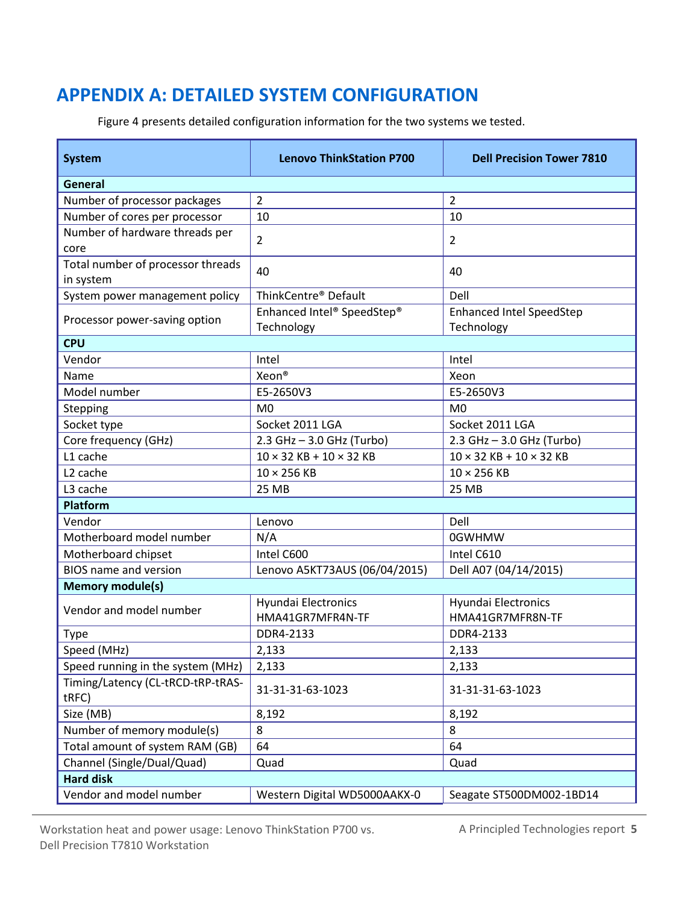# APPENDIX A: DETAILED SYSTEM CONFIGURATION

Figure 4 presents detailed configuration information for the two systems we tested.

| System | Lenovo ThinkStation P700 | Dell Precision Tower 7810 |
|---|---|---|
| **General** | | |
| Number of processor packages | 2 | 2 |
| Number of cores per processor | 10 | 10 |
| Number of hardware threads per core | 2 | 2 |
| Total number of processor threads in system | 40 | 40 |
| System power management policy | ThinkCentre® Default | Dell |
| Processor power-saving option | Enhanced Intel® SpeedStep® Technology | Enhanced Intel SpeedStep Technology |
| **CPU** | | |
| Vendor | Intel | Intel |
| Name | Xeon® | Xeon |
| Model number | E5-2650V3 | E5-2650V3 |
| Stepping | M0 | M0 |
| Socket type | Socket 2011 LGA | Socket 2011 LGA |
| Core frequency (GHz) | 2.3 GHz – 3.0 GHz (Turbo) | 2.3 GHz – 3.0 GHz (Turbo) |
| L1 cache | 10 × 32 KB + 10 × 32 KB | 10 × 32 KB + 10 × 32 KB |
| L2 cache | 10 × 256 KB | 10 × 256 KB |
| L3 cache | 25 MB | 25 MB |
| **Platform** | | |
| Vendor | Lenovo | Dell |
| Motherboard model number | N/A | 0GWHMW |
| Motherboard chipset | Intel C600 | Intel C610 |
| BIOS name and version | Lenovo A5KT73AUS (06/04/2015) | Dell A07 (04/14/2015) |
| **Memory module(s)** | | |
| Vendor and model number | Hyundai Electronics HMA41GR7MFR4N-TF | Hyundai Electronics HMA41GR7MFR8N-TF |
| Type | DDR4-2133 | DDR4-2133 |
| Speed (MHz) | 2,133 | 2,133 |
| Speed running in the system (MHz) | 2,133 | 2,133 |
| Timing/Latency (CL-tRCD-tRP-tRAS-tRFC) | 31-31-31-63-1023 | 31-31-31-63-1023 |
| Size (MB) | 8,192 | 8,192 |
| Number of memory module(s) | 8 | 8 |
| Total amount of system RAM (GB) | 64 | 64 |
| Channel (Single/Dual/Quad) | Quad | Quad |
| **Hard disk** | | |
| Vendor and model number | Western Digital WD5000AAKX-0 | Seagate ST500DM002-1BD14 |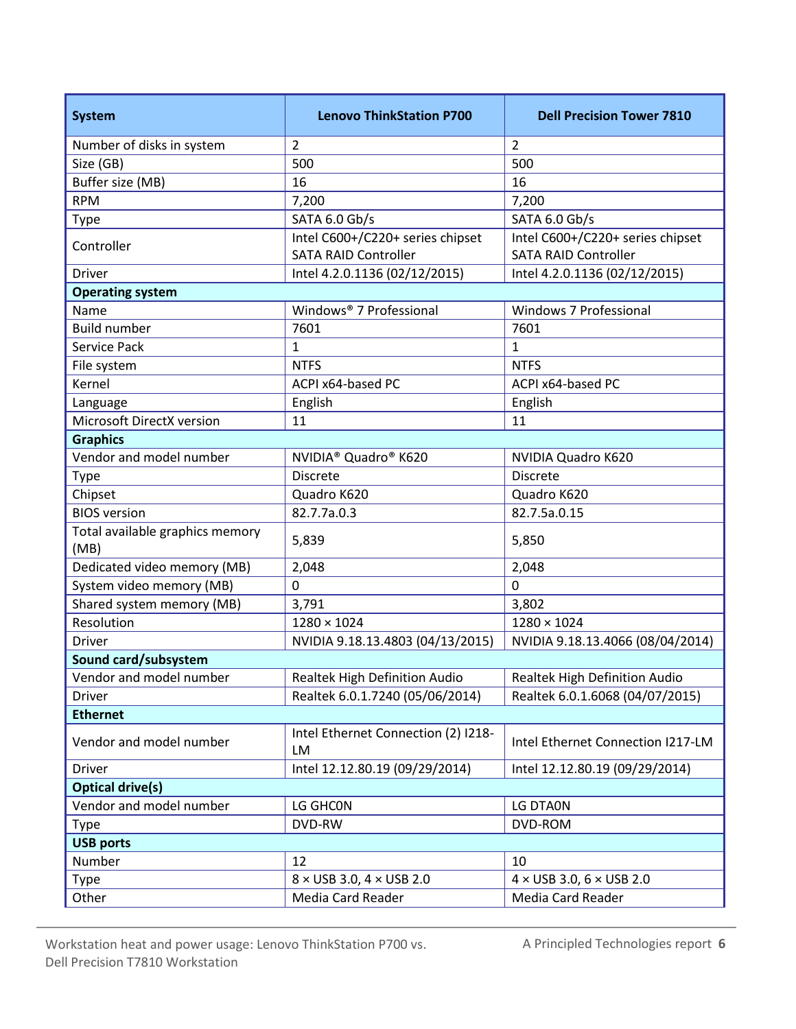| System | Lenovo ThinkStation P700 | Dell Precision Tower 7810 |
|---|---|---|
| Number of disks in system | 2 | 2 |
| Size (GB) | 500 | 500 |
| Buffer size (MB) | 16 | 16 |
| RPM | 7,200 | 7,200 |
| Type | SATA 6.0 Gb/s | SATA 6.0 Gb/s |
| Controller | Intel C600+/C220+ series chipset SATA RAID Controller | Intel C600+/C220+ series chipset SATA RAID Controller |
| Driver | Intel 4.2.0.1136 (02/12/2015) | Intel 4.2.0.1136 (02/12/2015) |
| **Operating system** | | |
| Name | Windows® 7 Professional | Windows 7 Professional |
| Build number | 7601 | 7601 |
| Service Pack | 1 | 1 |
| File system | NTFS | NTFS |
| Kernel | ACPI x64-based PC | ACPI x64-based PC |
| Language | English | English |
| Microsoft DirectX version | 11 | 11 |
| **Graphics** | | |
| Vendor and model number | NVIDIA® Quadro® K620 | NVIDIA Quadro K620 |
| Type | Discrete | Discrete |
| Chipset | Quadro K620 | Quadro K620 |
| BIOS version | 82.7.7a.0.3 | 82.7.5a.0.15 |
| Total available graphics memory (MB) | 5,839 | 5,850 |
| Dedicated video memory (MB) | 2,048 | 2,048 |
| System video memory (MB) | 0 | 0 |
| Shared system memory (MB) | 3,791 | 3,802 |
| Resolution | 1280 × 1024 | 1280 × 1024 |
| Driver | NVIDIA 9.18.13.4803 (04/13/2015) | NVIDIA 9.18.13.4066 (08/04/2014) |
| **Sound card/subsystem** | | |
| Vendor and model number | Realtek High Definition Audio | Realtek High Definition Audio |
| Driver | Realtek 6.0.1.7240 (05/06/2014) | Realtek 6.0.1.6068 (04/07/2015) |
| **Ethernet** | | |
| Vendor and model number | Intel Ethernet Connection (2) I218-LM | Intel Ethernet Connection I217-LM |
| Driver | Intel 12.12.80.19 (09/29/2014) | Intel 12.12.80.19 (09/29/2014) |
| **Optical drive(s)** | | |
| Vendor and model number | LG GHC0N | LG DTA0N |
| Type | DVD-RW | DVD-ROM |
| **USB ports** | | |
| Number | 12 | 10 |
| Type | 8 × USB 3.0, 4 × USB 2.0 | 4 × USB 3.0, 6 × USB 2.0 |
| Other | Media Card Reader | Media Card Reader |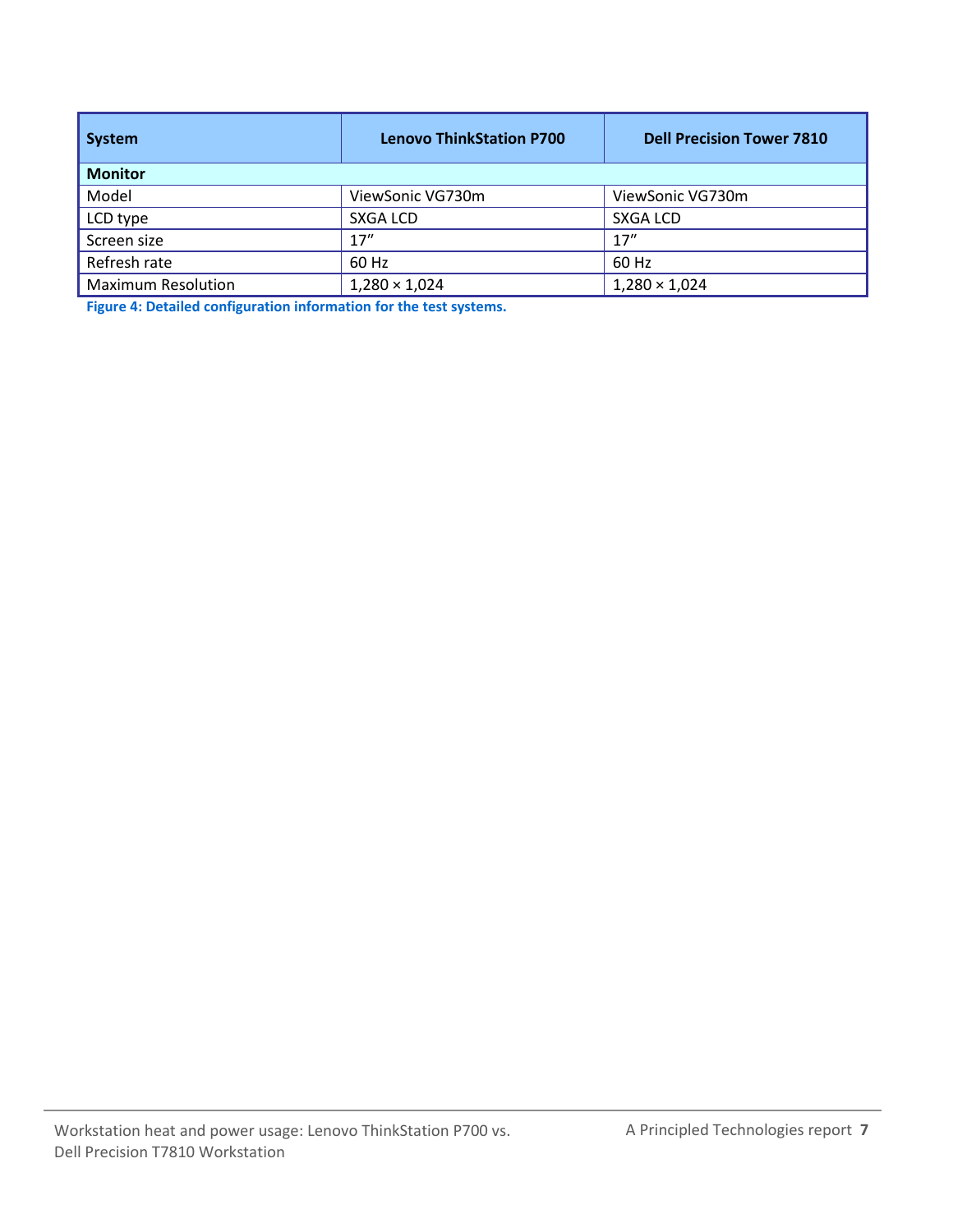| System | Lenovo ThinkStation P700 | Dell Precision Tower 7810 |
| --- | --- | --- |
| **Monitor** | | |
| Model | ViewSonic VG730m | ViewSonic VG730m |
| LCD type | SXGA LCD | SXGA LCD |
| Screen size | 17″ | 17″ |
| Refresh rate | 60 Hz | 60 Hz |
| Maximum Resolution | 1,280 × 1,024 | 1,280 × 1,024 |

**Figure 4: Detailed configuration information for the test systems.**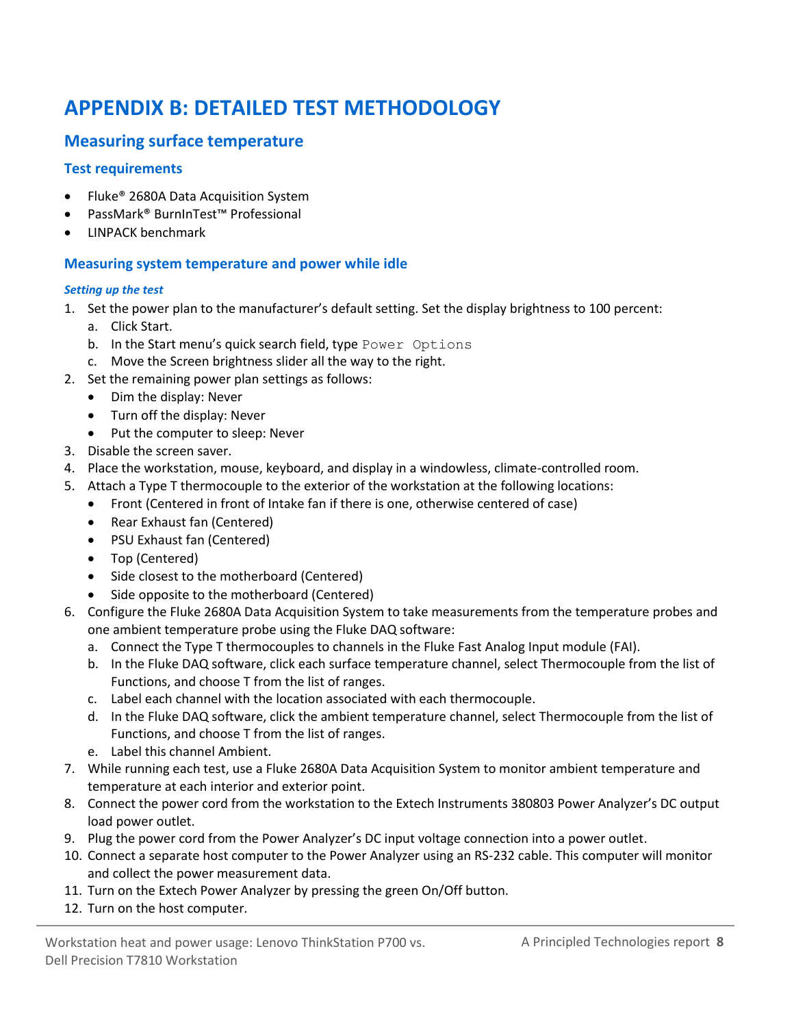# APPENDIX B: DETAILED TEST METHODOLOGY

## Measuring surface temperature

### Test requirements

- Fluke® 2680A Data Acquisition System
- PassMark® BurnInTest™ Professional
- LINPACK benchmark

### Measuring system temperature and power while idle

#### *Setting up the test*

1. Set the power plan to the manufacturer's default setting. Set the display brightness to 100 percent:
   a. Click Start.
   b. In the Start menu's quick search field, type `Power Options`
   c. Move the Screen brightness slider all the way to the right.
2. Set the remaining power plan settings as follows:
   - Dim the display: Never
   - Turn off the display: Never
   - Put the computer to sleep: Never
3. Disable the screen saver.
4. Place the workstation, mouse, keyboard, and display in a windowless, climate-controlled room.
5. Attach a Type T thermocouple to the exterior of the workstation at the following locations:
   - Front (Centered in front of Intake fan if there is one, otherwise centered of case)
   - Rear Exhaust fan (Centered)
   - PSU Exhaust fan (Centered)
   - Top (Centered)
   - Side closest to the motherboard (Centered)
   - Side opposite to the motherboard (Centered)
6. Configure the Fluke 2680A Data Acquisition System to take measurements from the temperature probes and one ambient temperature probe using the Fluke DAQ software:
   a. Connect the Type T thermocouples to channels in the Fluke Fast Analog Input module (FAI).
   b. In the Fluke DAQ software, click each surface temperature channel, select Thermocouple from the list of Functions, and choose T from the list of ranges.
   c. Label each channel with the location associated with each thermocouple.
   d. In the Fluke DAQ software, click the ambient temperature channel, select Thermocouple from the list of Functions, and choose T from the list of ranges.
   e. Label this channel Ambient.
7. While running each test, use a Fluke 2680A Data Acquisition System to monitor ambient temperature and temperature at each interior and exterior point.
8. Connect the power cord from the workstation to the Extech Instruments 380803 Power Analyzer's DC output load power outlet.
9. Plug the power cord from the Power Analyzer's DC input voltage connection into a power outlet.
10. Connect a separate host computer to the Power Analyzer using an RS-232 cable. This computer will monitor and collect the power measurement data.
11. Turn on the Extech Power Analyzer by pressing the green On/Off button.
12. Turn on the host computer.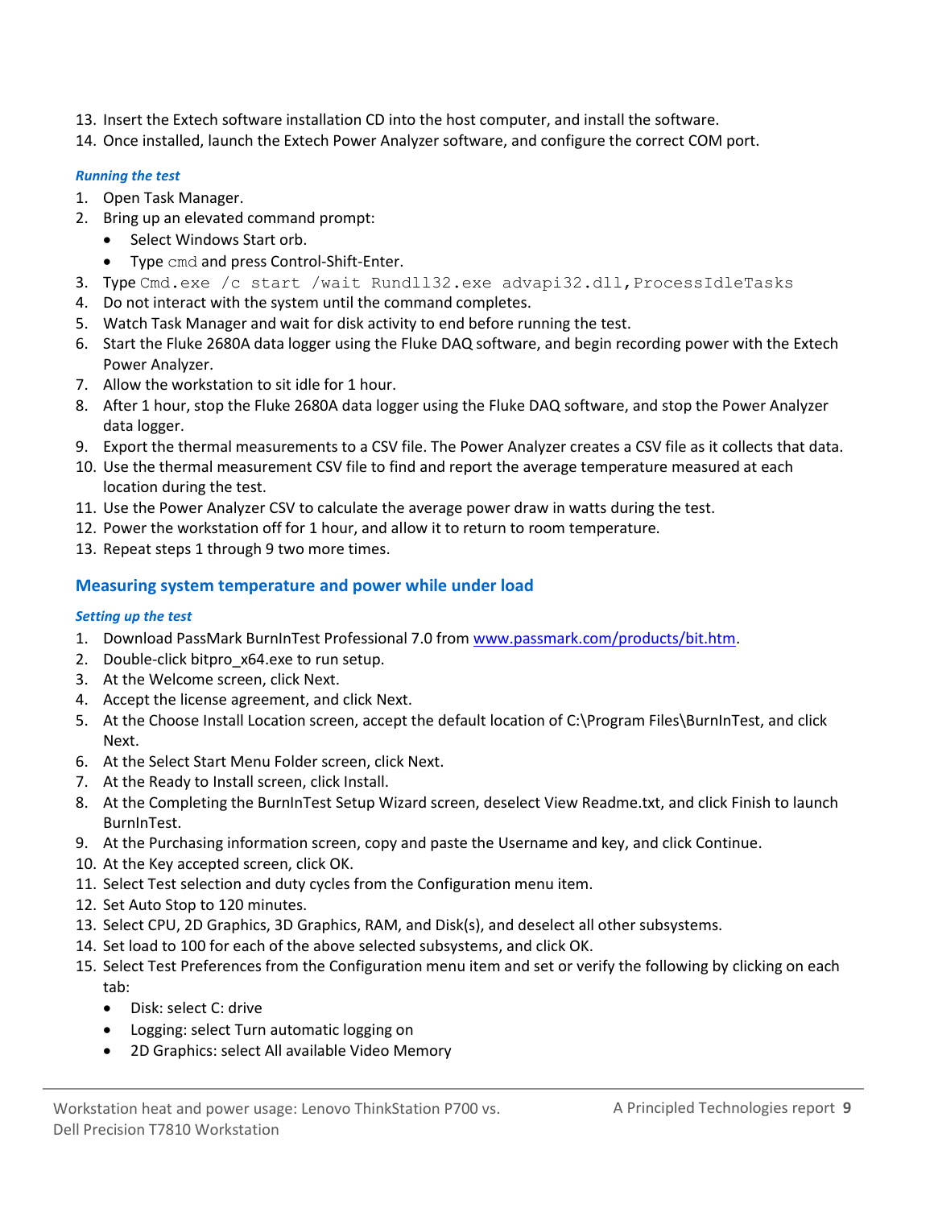13. Insert the Extech software installation CD into the host computer, and install the software.
14. Once installed, launch the Extech Power Analyzer software, and configure the correct COM port.

#### *Running the test*

1. Open Task Manager.
2. Bring up an elevated command prompt:
    - Select Windows Start orb.
    - Type `cmd` and press Control-Shift-Enter.
3. Type `Cmd.exe /c start /wait Rundll32.exe advapi32.dll,ProcessIdleTasks`
4. Do not interact with the system until the command completes.
5. Watch Task Manager and wait for disk activity to end before running the test.
6. Start the Fluke 2680A data logger using the Fluke DAQ software, and begin recording power with the Extech Power Analyzer.
7. Allow the workstation to sit idle for 1 hour.
8. After 1 hour, stop the Fluke 2680A data logger using the Fluke DAQ software, and stop the Power Analyzer data logger.
9. Export the thermal measurements to a CSV file. The Power Analyzer creates a CSV file as it collects that data.
10. Use the thermal measurement CSV file to find and report the average temperature measured at each location during the test.
11. Use the Power Analyzer CSV to calculate the average power draw in watts during the test.
12. Power the workstation off for 1 hour, and allow it to return to room temperature.
13. Repeat steps 1 through 9 two more times.

### Measuring system temperature and power while under load

#### *Setting up the test*

1. Download PassMark BurnInTest Professional 7.0 from www.passmark.com/products/bit.htm.
2. Double-click bitpro_x64.exe to run setup.
3. At the Welcome screen, click Next.
4. Accept the license agreement, and click Next.
5. At the Choose Install Location screen, accept the default location of C:\Program Files\BurnInTest, and click Next.
6. At the Select Start Menu Folder screen, click Next.
7. At the Ready to Install screen, click Install.
8. At the Completing the BurnInTest Setup Wizard screen, deselect View Readme.txt, and click Finish to launch BurnInTest.
9. At the Purchasing information screen, copy and paste the Username and key, and click Continue.
10. At the Key accepted screen, click OK.
11. Select Test selection and duty cycles from the Configuration menu item.
12. Set Auto Stop to 120 minutes.
13. Select CPU, 2D Graphics, 3D Graphics, RAM, and Disk(s), and deselect all other subsystems.
14. Set load to 100 for each of the above selected subsystems, and click OK.
15. Select Test Preferences from the Configuration menu item and set or verify the following by clicking on each tab:
    - Disk: select C: drive
    - Logging: select Turn automatic logging on
    - 2D Graphics: select All available Video Memory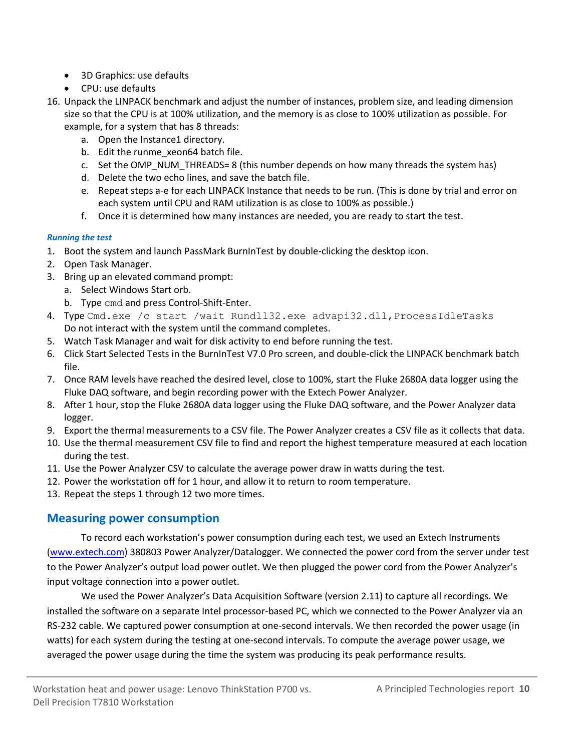- 3D Graphics: use defaults
- CPU: use defaults

16. Unpack the LINPACK benchmark and adjust the number of instances, problem size, and leading dimension size so that the CPU is at 100% utilization, and the memory is as close to 100% utilization as possible. For example, for a system that has 8 threads:
    a. Open the Instance1 directory.
    b. Edit the runme_xeon64 batch file.
    c. Set the OMP_NUM_THREADS= 8 (this number depends on how many threads the system has)
    d. Delete the two echo lines, and save the batch file.
    e. Repeat steps a-e for each LINPACK Instance that needs to be run. (This is done by trial and error on each system until CPU and RAM utilization is as close to 100% as possible.)
    f. Once it is determined how many instances are needed, you are ready to start the test.

***Running the test***

1. Boot the system and launch PassMark BurnInTest by double-clicking the desktop icon.
2. Open Task Manager.
3. Bring up an elevated command prompt:
    a. Select Windows Start orb.
    b. Type `cmd` and press Control-Shift-Enter.
4. Type `Cmd.exe /c start /wait Rundll32.exe advapi32.dll,ProcessIdleTasks`
   Do not interact with the system until the command completes.
5. Watch Task Manager and wait for disk activity to end before running the test.
6. Click Start Selected Tests in the BurnInTest V7.0 Pro screen, and double-click the LINPACK benchmark batch file.
7. Once RAM levels have reached the desired level, close to 100%, start the Fluke 2680A data logger using the Fluke DAQ software, and begin recording power with the Extech Power Analyzer.
8. After 1 hour, stop the Fluke 2680A data logger using the Fluke DAQ software, and the Power Analyzer data logger.
9. Export the thermal measurements to a CSV file. The Power Analyzer creates a CSV file as it collects that data.
10. Use the thermal measurement CSV file to find and report the highest temperature measured at each location during the test.
11. Use the Power Analyzer CSV to calculate the average power draw in watts during the test.
12. Power the workstation off for 1 hour, and allow it to return to room temperature.
13. Repeat the steps 1 through 12 two more times.

## Measuring power consumption

To record each workstation's power consumption during each test, we used an Extech Instruments (www.extech.com) 380803 Power Analyzer/Datalogger. We connected the power cord from the server under test to the Power Analyzer's output load power outlet. We then plugged the power cord from the Power Analyzer's input voltage connection into a power outlet.

We used the Power Analyzer's Data Acquisition Software (version 2.11) to capture all recordings. We installed the software on a separate Intel processor-based PC, which we connected to the Power Analyzer via an RS-232 cable. We captured power consumption at one-second intervals. We then recorded the power usage (in watts) for each system during the testing at one-second intervals. To compute the average power usage, we averaged the power usage during the time the system was producing its peak performance results.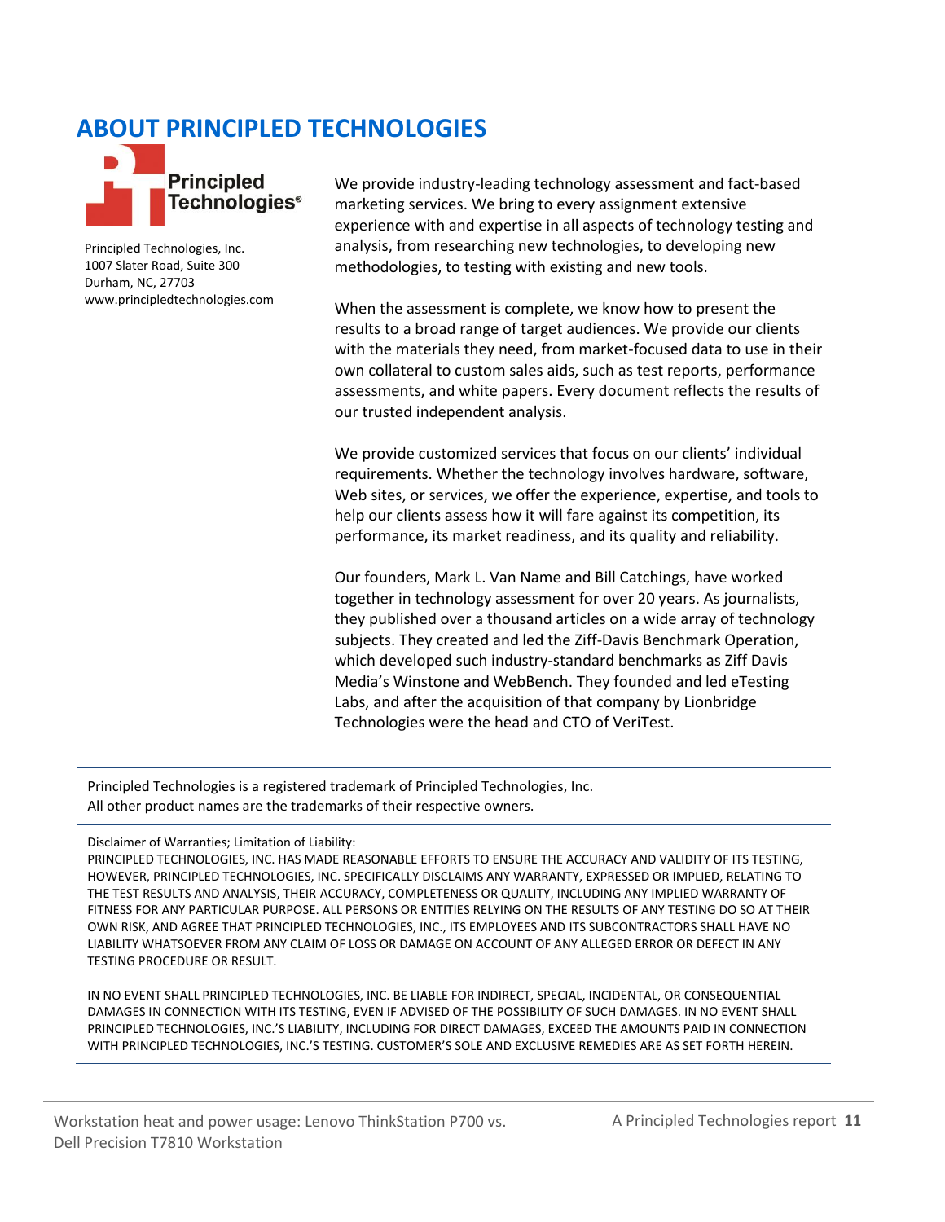## ABOUT PRINCIPLED TECHNOLOGIES

Principled Technologies, Inc.
1007 Slater Road, Suite 300
Durham, NC, 27703
www.principledtechnologies.com

We provide industry-leading technology assessment and fact-based marketing services. We bring to every assignment extensive experience with and expertise in all aspects of technology testing and analysis, from researching new technologies, to developing new methodologies, to testing with existing and new tools.

When the assessment is complete, we know how to present the results to a broad range of target audiences. We provide our clients with the materials they need, from market-focused data to use in their own collateral to custom sales aids, such as test reports, performance assessments, and white papers. Every document reflects the results of our trusted independent analysis.

We provide customized services that focus on our clients' individual requirements. Whether the technology involves hardware, software, Web sites, or services, we offer the experience, expertise, and tools to help our clients assess how it will fare against its competition, its performance, its market readiness, and its quality and reliability.

Our founders, Mark L. Van Name and Bill Catchings, have worked together in technology assessment for over 20 years. As journalists, they published over a thousand articles on a wide array of technology subjects. They created and led the Ziff-Davis Benchmark Operation, which developed such industry-standard benchmarks as Ziff Davis Media's Winstone and WebBench. They founded and led eTesting Labs, and after the acquisition of that company by Lionbridge Technologies were the head and CTO of VeriTest.

---

Principled Technologies is a registered trademark of Principled Technologies, Inc.
All other product names are the trademarks of their respective owners.

---

Disclaimer of Warranties; Limitation of Liability:
PRINCIPLED TECHNOLOGIES, INC. HAS MADE REASONABLE EFFORTS TO ENSURE THE ACCURACY AND VALIDITY OF ITS TESTING, HOWEVER, PRINCIPLED TECHNOLOGIES, INC. SPECIFICALLY DISCLAIMS ANY WARRANTY, EXPRESSED OR IMPLIED, RELATING TO THE TEST RESULTS AND ANALYSIS, THEIR ACCURACY, COMPLETENESS OR QUALITY, INCLUDING ANY IMPLIED WARRANTY OF FITNESS FOR ANY PARTICULAR PURPOSE. ALL PERSONS OR ENTITIES RELYING ON THE RESULTS OF ANY TESTING DO SO AT THEIR OWN RISK, AND AGREE THAT PRINCIPLED TECHNOLOGIES, INC., ITS EMPLOYEES AND ITS SUBCONTRACTORS SHALL HAVE NO LIABILITY WHATSOEVER FROM ANY CLAIM OF LOSS OR DAMAGE ON ACCOUNT OF ANY ALLEGED ERROR OR DEFECT IN ANY TESTING PROCEDURE OR RESULT.

IN NO EVENT SHALL PRINCIPLED TECHNOLOGIES, INC. BE LIABLE FOR INDIRECT, SPECIAL, INCIDENTAL, OR CONSEQUENTIAL DAMAGES IN CONNECTION WITH ITS TESTING, EVEN IF ADVISED OF THE POSSIBILITY OF SUCH DAMAGES. IN NO EVENT SHALL PRINCIPLED TECHNOLOGIES, INC.'S LIABILITY, INCLUDING FOR DIRECT DAMAGES, EXCEED THE AMOUNTS PAID IN CONNECTION WITH PRINCIPLED TECHNOLOGIES, INC.'S TESTING. CUSTOMER'S SOLE AND EXCLUSIVE REMEDIES ARE AS SET FORTH HEREIN.